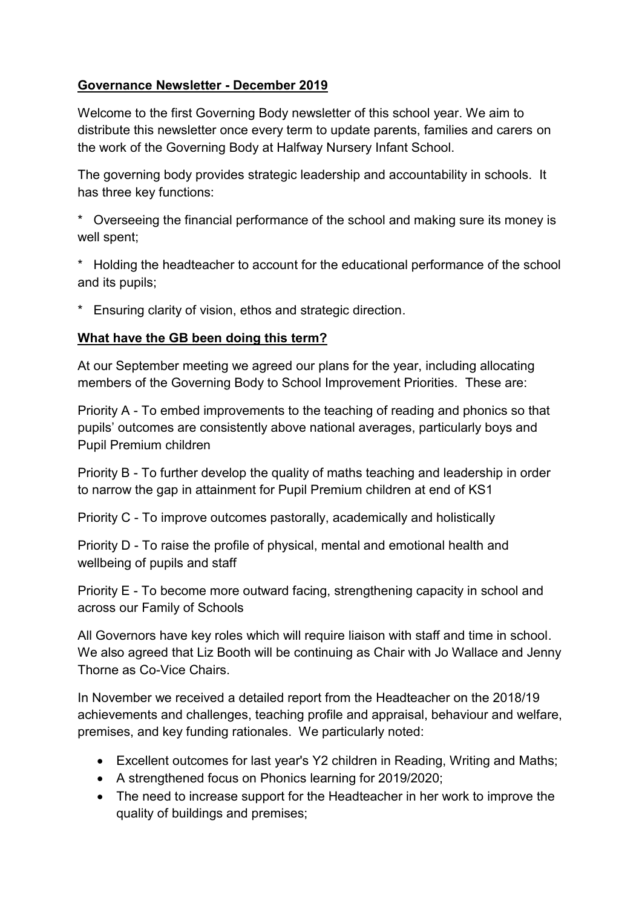**Governance Newsletter - December 2019**

Welcome to the first Governing Body newsletter of this school year. We aim to distribute this newsletter once every term to update parents, families and carers on the work of the Governing Body at Halfway Nursery Infant School.

The governing body provides strategic leadership and accountability in schools. It has three key functions:

* Overseeing the financial performance of the school and making sure its money is well spent;

* Holding the headteacher to account for the educational performance of the school and its pupils;

* Ensuring clarity of vision, ethos and strategic direction.

**What have the GB been doing this term?**

At our September meeting we agreed our plans for the year, including allocating members of the Governing Body to School Improvement Priorities. These are:

Priority A - To embed improvements to the teaching of reading and phonics so that pupils' outcomes are consistently above national averages, particularly boys and Pupil Premium children

Priority B - To further develop the quality of maths teaching and leadership in order to narrow the gap in attainment for Pupil Premium children at end of KS1

Priority C - To improve outcomes pastorally, academically and holistically

Priority D - To raise the profile of physical, mental and emotional health and wellbeing of pupils and staff

Priority E - To become more outward facing, strengthening capacity in school and across our Family of Schools

All Governors have key roles which will require liaison with staff and time in school. We also agreed that Liz Booth will be continuing as Chair with Jo Wallace and Jenny Thorne as Co-Vice Chairs.

In November we received a detailed report from the Headteacher on the 2018/19 achievements and challenges, teaching profile and appraisal, behaviour and welfare, premises, and key funding rationales. We particularly noted:

- Excellent outcomes for last year's Y2 children in Reading, Writing and Maths;
- A strengthened focus on Phonics learning for 2019/2020;
- The need to increase support for the Headteacher in her work to improve the quality of buildings and premises;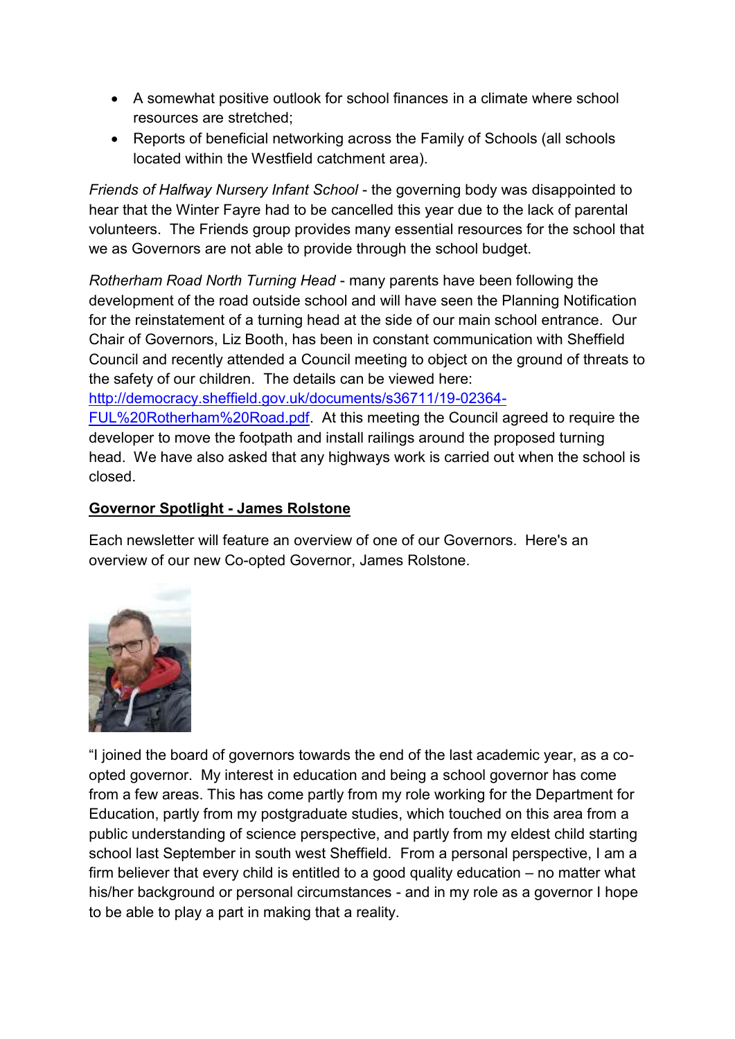- A somewhat positive outlook for school finances in a climate where school resources are stretched;
- Reports of beneficial networking across the Family of Schools (all schools located within the Westfield catchment area).

*Friends of Halfway Nursery Infant School* - the governing body was disappointed to hear that the Winter Fayre had to be cancelled this year due to the lack of parental volunteers. The Friends group provides many essential resources for the school that we as Governors are not able to provide through the school budget.

*Rotherham Road North Turning Head* - many parents have been following the development of the road outside school and will have seen the Planning Notification for the reinstatement of a turning head at the side of our main school entrance. Our Chair of Governors, Liz Booth, has been in constant communication with Sheffield Council and recently attended a Council meeting to object on the ground of threats to the safety of our children. The details can be viewed here: [http://democracy.sheffield.gov.uk/documents/s36711/19-02364-FUL%20Rotherham%20Road.pdf](http://democracy.sheffield.gov.uk/documents/s36711/19-02364-FUL%20Rotherham%20Road.pdf). At this meeting the Council agreed to require the developer to move the footpath and install railings around the proposed turning head. We have also asked that any highways work is carried out when the school is closed.

## Governor Spotlight - James Rolstone

Each newsletter will feature an overview of one of our Governors. Here's an overview of our new Co-opted Governor, James Rolstone.

"I joined the board of governors towards the end of the last academic year, as a co-opted governor. My interest in education and being a school governor has come from a few areas. This has come partly from my role working for the Department for Education, partly from my postgraduate studies, which touched on this area from a public understanding of science perspective, and partly from my eldest child starting school last September in south west Sheffield. From a personal perspective, I am a firm believer that every child is entitled to a good quality education – no matter what his/her background or personal circumstances - and in my role as a governor I hope to be able to play a part in making that a reality.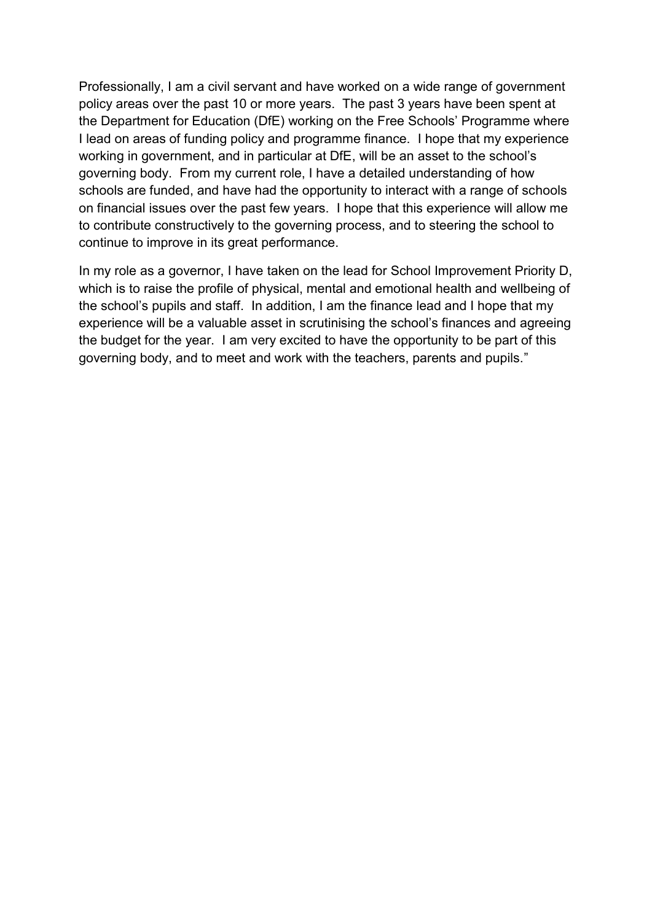Professionally, I am a civil servant and have worked on a wide range of government policy areas over the past 10 or more years. The past 3 years have been spent at the Department for Education (DfE) working on the Free Schools' Programme where I lead on areas of funding policy and programme finance. I hope that my experience working in government, and in particular at DfE, will be an asset to the school's governing body. From my current role, I have a detailed understanding of how schools are funded, and have had the opportunity to interact with a range of schools on financial issues over the past few years. I hope that this experience will allow me to contribute constructively to the governing process, and to steering the school to continue to improve in its great performance.

In my role as a governor, I have taken on the lead for School Improvement Priority D, which is to raise the profile of physical, mental and emotional health and wellbeing of the school's pupils and staff. In addition, I am the finance lead and I hope that my experience will be a valuable asset in scrutinising the school's finances and agreeing the budget for the year. I am very excited to have the opportunity to be part of this governing body, and to meet and work with the teachers, parents and pupils."